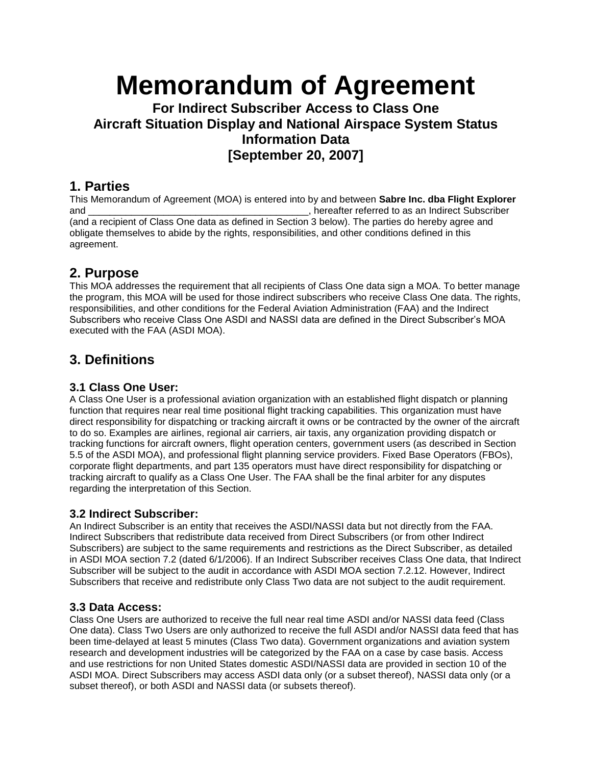# Memorandum of Agreement

**For Indirect Subscriber Access to Class One Aircraft Situation Display and National Airspace System Status Information Data [September 20, 2007]**

## 1. Parties

This Memorandum of Agreement (MOA) is entered into by and between **Sabre Inc. dba Flight Explorer** and ________________________________________, hereafter referred to as an Indirect Subscriber (and a recipient of Class One data as defined in Section 3 below). The parties do hereby agree and obligate themselves to abide by the rights, responsibilities, and other conditions defined in this agreement.

## 2. Purpose

This MOA addresses the requirement that all recipients of Class One data sign a MOA. To better manage the program, this MOA will be used for those indirect subscribers who receive Class One data. The rights, responsibilities, and other conditions for the Federal Aviation Administration (FAA) and the Indirect Subscribers who receive Class One ASDI and NASSI data are defined in the Direct Subscriber's MOA executed with the FAA (ASDI MOA).

## 3. Definitions

### 3.1 Class One User:

A Class One User is a professional aviation organization with an established flight dispatch or planning function that requires near real time positional flight tracking capabilities. This organization must have direct responsibility for dispatching or tracking aircraft it owns or be contracted by the owner of the aircraft to do so. Examples are airlines, regional air carriers, air taxis, any organization providing dispatch or tracking functions for aircraft owners, flight operation centers, government users (as described in Section 5.5 of the ASDI MOA), and professional flight planning service providers. Fixed Base Operators (FBOs), corporate flight departments, and part 135 operators must have direct responsibility for dispatching or tracking aircraft to qualify as a Class One User. The FAA shall be the final arbiter for any disputes regarding the interpretation of this Section.

### 3.2 Indirect Subscriber:

An Indirect Subscriber is an entity that receives the ASDI/NASSI data but not directly from the FAA. Indirect Subscribers that redistribute data received from Direct Subscribers (or from other Indirect Subscribers) are subject to the same requirements and restrictions as the Direct Subscriber, as detailed in ASDI MOA section 7.2 (dated 6/1/2006). If an Indirect Subscriber receives Class One data, that Indirect Subscriber will be subject to the audit in accordance with ASDI MOA section 7.2.12. However, Indirect Subscribers that receive and redistribute only Class Two data are not subject to the audit requirement.

### 3.3 Data Access:

Class One Users are authorized to receive the full near real time ASDI and/or NASSI data feed (Class One data). Class Two Users are only authorized to receive the full ASDI and/or NASSI data feed that has been time-delayed at least 5 minutes (Class Two data). Government organizations and aviation system research and development industries will be categorized by the FAA on a case by case basis. Access and use restrictions for non United States domestic ASDI/NASSI data are provided in section 10 of the ASDI MOA. Direct Subscribers may access ASDI data only (or a subset thereof), NASSI data only (or a subset thereof), or both ASDI and NASSI data (or subsets thereof).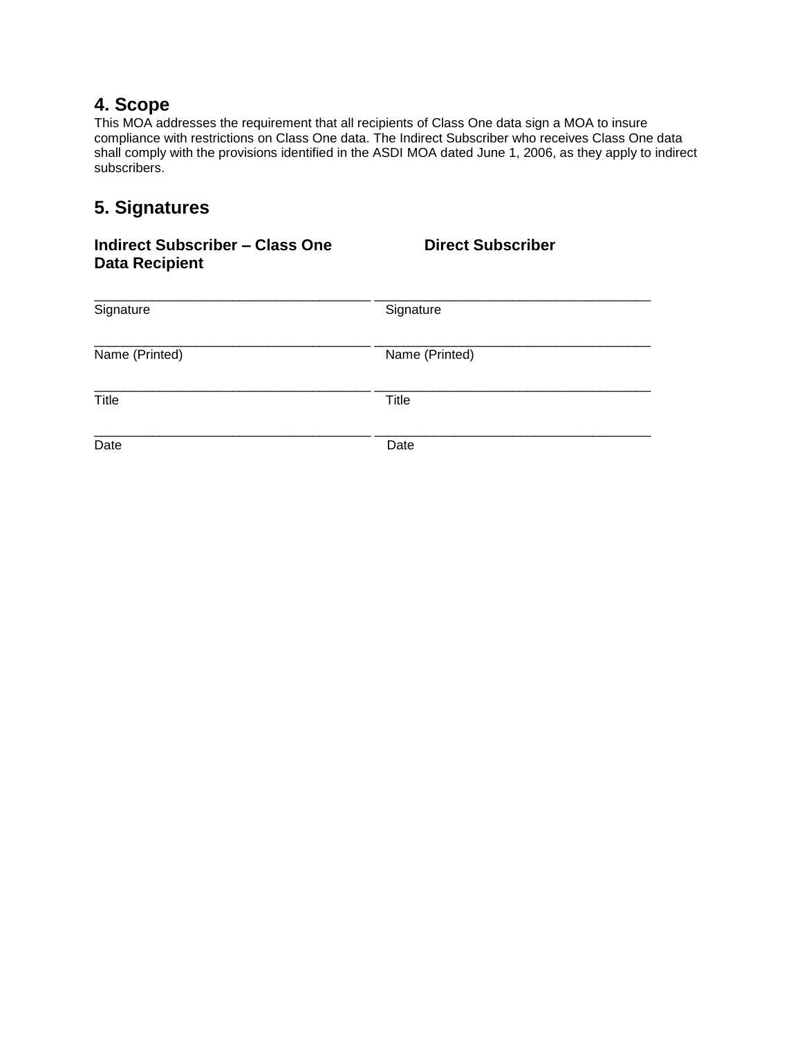## 4. Scope

This MOA addresses the requirement that all recipients of Class One data sign a MOA to insure compliance with restrictions on Class One data. The Indirect Subscriber who receives Class One data shall comply with the provisions identified in the ASDI MOA dated June 1, 2006, as they apply to indirect subscribers.

## 5. Signatures

| **Indirect Subscriber – Class One Data Recipient** | **Direct Subscriber** |
|---|---|
| ______________________________________ | ______________________________________ |
| Signature | Signature |
| ______________________________________ | ______________________________________ |
| Name (Printed) | Name (Printed) |
| ______________________________________ | ______________________________________ |
| Title | Title |
| ______________________________________ | ______________________________________ |
| Date | Date |